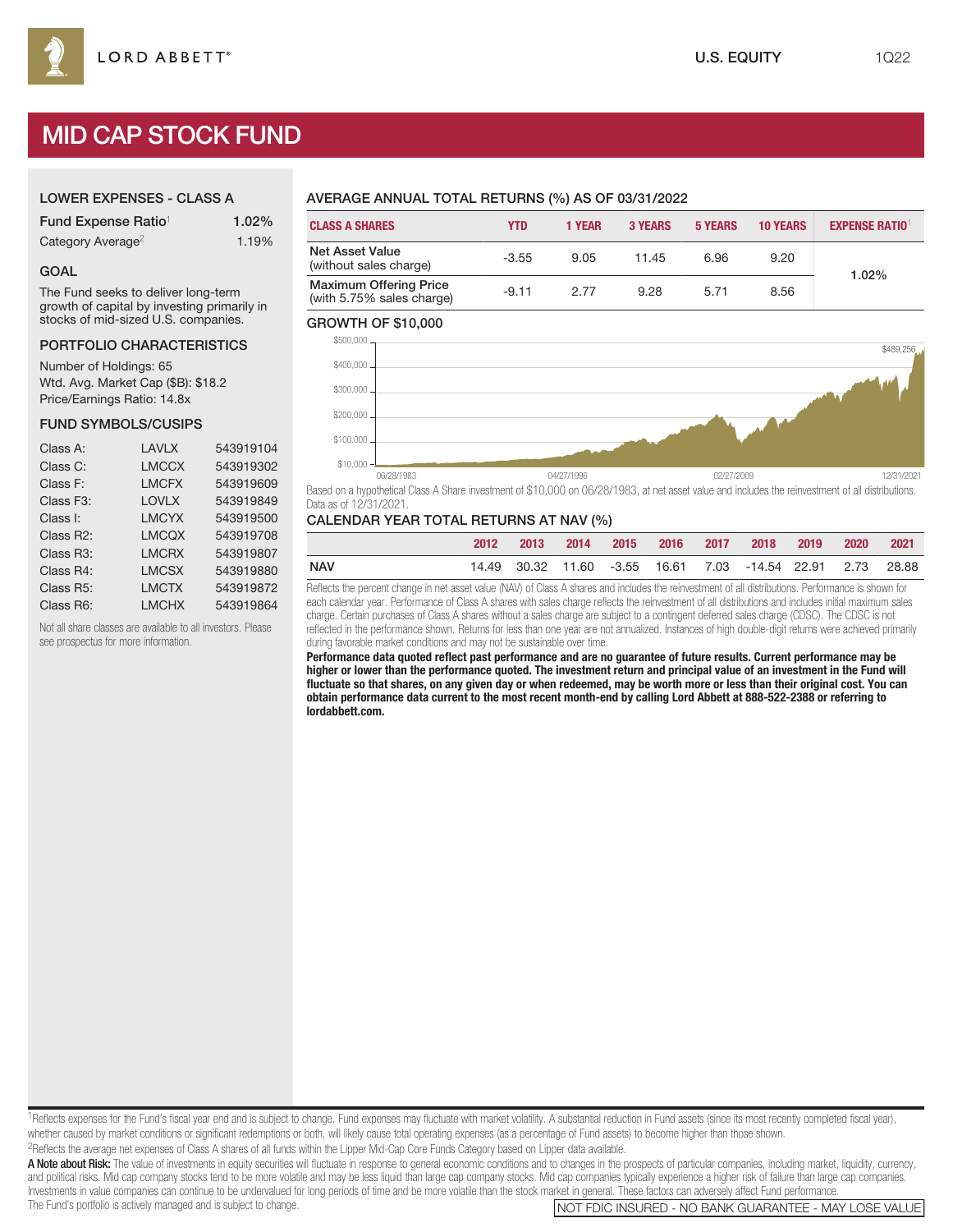LORD ABBETT®

U.S. EQUITY 1Q22

# MID CAP STOCK FUND

## LOWER EXPENSES - CLASS A

| | |
|---|---|
| Fund Expense Ratio[1] | 1.02% |
| Category Average[2] | 1.19% |

## GOAL

The Fund seeks to deliver long-term growth of capital by investing primarily in stocks of mid-sized U.S. companies.

## PORTFOLIO CHARACTERISTICS

Number of Holdings: 65
Wtd. Avg. Market Cap ($B): $18.2
Price/Earnings Ratio: 14.8x

## FUND SYMBOLS/CUSIPS

| | | |
|---|---|---|
| Class A: | LAVLX | 543919104 |
| Class C: | LMCCX | 543919302 |
| Class F: | LMCFX | 543919609 |
| Class F3: | LOVLX | 543919849 |
| Class I: | LMCYX | 543919500 |
| Class R2: | LMCQX | 543919708 |
| Class R3: | LMCRX | 543919807 |
| Class R4: | LMCSX | 543919880 |
| Class R5: | LMCTX | 543919872 |
| Class R6: | LMCHX | 543919864 |

Not all share classes are available to all investors. Please see prospectus for more information.

## AVERAGE ANNUAL TOTAL RETURNS (%) AS OF 03/31/2022

| CLASS A SHARES | YTD | 1 YEAR | 3 YEARS | 5 YEARS | 10 YEARS | EXPENSE RATIO[1] |
|---|---|---|---|---|---|---|
| Net Asset Value (without sales charge) | -3.55 | 9.05 | 11.45 | 6.96 | 9.20 | 1.02% |
| Maximum Offering Price (with 5.75% sales charge) | -9.11 | 2.77 | 9.28 | 5.71 | 8.56 | |

## GROWTH OF $10,000

$489,256

Based on a hypothetical Class A Share investment of $10,000 on 06/28/1983, at net asset value and includes the reinvestment of all distributions. Data as of 12/31/2021.

## CALENDAR YEAR TOTAL RETURNS AT NAV (%)

| | 2012 | 2013 | 2014 | 2015 | 2016 | 2017 | 2018 | 2019 | 2020 | 2021 |
|---|---|---|---|---|---|---|---|---|---|---|
| NAV | 14.49 | 30.32 | 11.60 | -3.55 | 16.61 | 7.03 | -14.54 | 22.91 | 2.73 | 28.88 |

Reflects the percent change in net asset value (NAV) of Class A shares and includes the reinvestment of all distributions. Performance is shown for each calendar year. Performance of Class A shares with sales charge reflects the reinvestment of all distributions and includes initial maximum sales charge. Certain purchases of Class A shares without a sales charge are subject to a contingent deferred sales charge (CDSC). The CDSC is not reflected in the performance shown. Returns for less than one year are not annualized. Instances of high double-digit returns were achieved primarily during favorable market conditions and may not be sustainable over time.

**Performance data quoted reflect past performance and are no guarantee of future results. Current performance may be higher or lower than the performance quoted. The investment return and principal value of an investment in the Fund will fluctuate so that shares, on any given day or when redeemed, may be worth more or less than their original cost. You can obtain performance data current to the most recent month-end by calling Lord Abbett at 888-522-2388 or referring to lordabbett.com.**

[1]Reflects expenses for the Fund's fiscal year end and is subject to change. Fund expenses may fluctuate with market volatility. A substantial reduction in Fund assets (since its most recently completed fiscal year), whether caused by market conditions or significant redemptions or both, will likely cause total operating expenses (as a percentage of Fund assets) to become higher than those shown.

[2]Reflects the average net expenses of Class A shares of all funds within the Lipper Mid-Cap Core Funds Category based on Lipper data available.

**A Note about Risk:** The value of investments in equity securities will fluctuate in response to general economic conditions and to changes in the prospects of particular companies, including market, liquidity, currency, and political risks. Mid cap company stocks tend to be more volatile and may be less liquid than large cap company stocks. Mid cap companies typically experience a higher risk of failure than large cap companies. Investments in value companies can continue to be undervalued for long periods of time and be more volatile than the stock market in general. These factors can adversely affect Fund performance. The Fund's portfolio is actively managed and is subject to change.

NOT FDIC INSURED - NO BANK GUARANTEE - MAY LOSE VALUE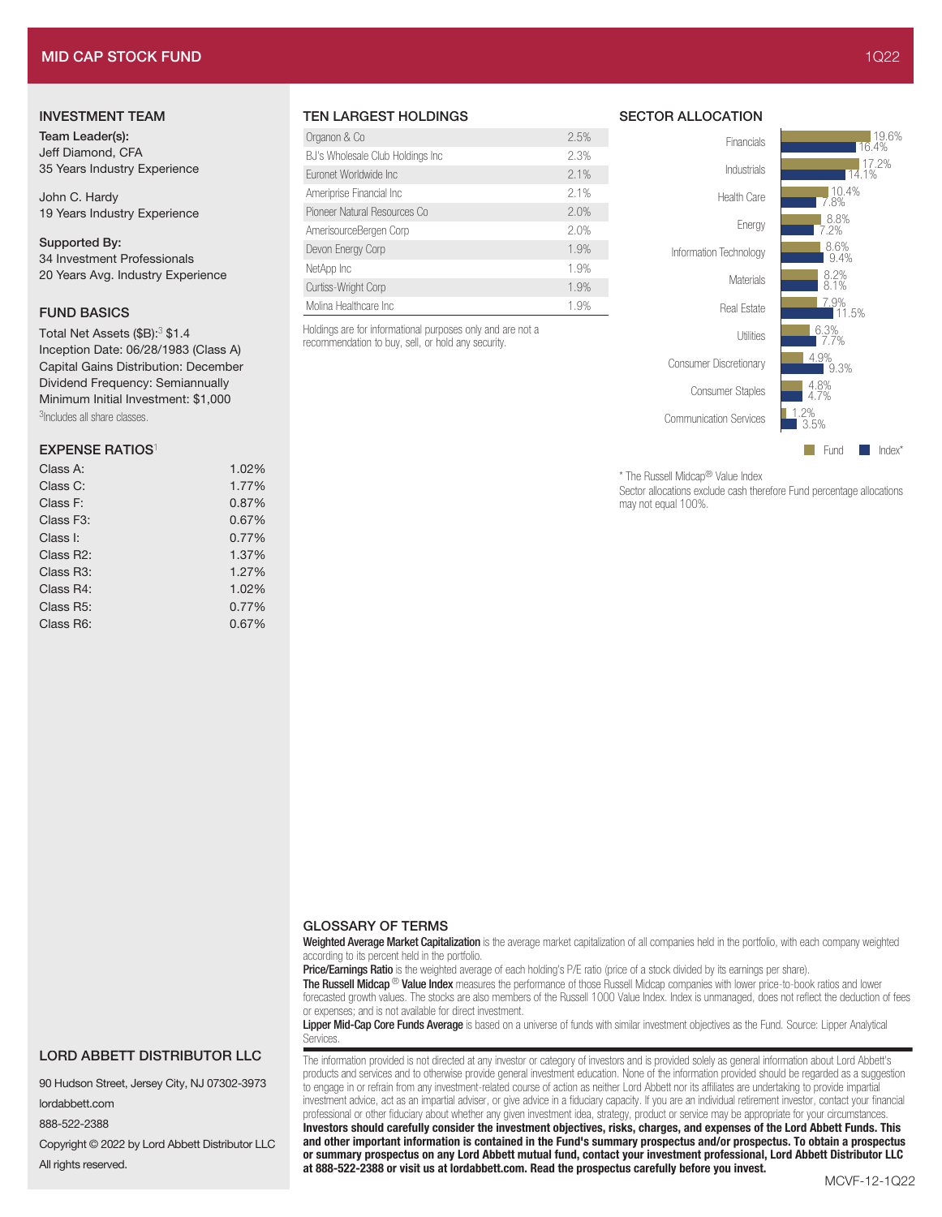## MID CAP STOCK FUND

### INVESTMENT TEAM

**Team Leader(s):**
Jeff Diamond, CFA
35 Years Industry Experience

John C. Hardy
19 Years Industry Experience

**Supported By:**
34 Investment Professionals
20 Years Avg. Industry Experience

### FUND BASICS

Total Net Assets ($B):[3] $1.4
Inception Date: 06/28/1983 (Class A)
Capital Gains Distribution: December
Dividend Frequency: Semiannually
Minimum Initial Investment: $1,000
[3]Includes all share classes.

### EXPENSE RATIOS[1]

| | |
|---|---|
| Class A: | 1.02% |
| Class C: | 1.77% |
| Class F: | 0.87% |
| Class F3: | 0.67% |
| Class I: | 0.77% |
| Class R2: | 1.37% |
| Class R3: | 1.27% |
| Class R4: | 1.02% |
| Class R5: | 0.77% |
| Class R6: | 0.67% |

### TEN LARGEST HOLDINGS

| | |
|---|---|
| Organon & Co | 2.5% |
| BJ's Wholesale Club Holdings Inc | 2.3% |
| Euronet Worldwide Inc | 2.1% |
| Ameriprise Financial Inc | 2.1% |
| Pioneer Natural Resources Co | 2.0% |
| AmerisourceBergen Corp | 2.0% |
| Devon Energy Corp | 1.9% |
| NetApp Inc | 1.9% |
| Curtiss-Wright Corp | 1.9% |
| Molina Healthcare Inc | 1.9% |

Holdings are for informational purposes only and are not a recommendation to buy, sell, or hold any security.

### SECTOR ALLOCATION

Financials 19.6% 16.4%
Industrials 17.2% 14.1%
Health Care 10.4% 7.8%
Energy 8.8% 7.2%
Information Technology 8.6% 9.4%
Materials 8.2% 8.1%
Real Estate 7.9% 11.5%
Utilities 6.3% 7.7%
Consumer Discretionary 4.9% 9.3%
Consumer Staples 4.8% 4.7%
Communication Services 1.2% 3.5%

Fund Index*

\* The Russell Midcap® Value Index
Sector allocations exclude cash therefore Fund percentage allocations may not equal 100%.

### GLOSSARY OF TERMS

**Weighted Average Market Capitalization** is the average market capitalization of all companies held in the portfolio, with each company weighted according to its percent held in the portfolio.
**Price/Earnings Ratio** is the weighted average of each holding's P/E ratio (price of a stock divided by its earnings per share).
**The Russell Midcap ® Value Index** measures the performance of those Russell Midcap companies with lower price-to-book ratios and lower forecasted growth values. The stocks are also members of the Russell 1000 Value Index. Index is unmanaged, does not reflect the deduction of fees or expenses; and is not available for direct investment.
**Lipper Mid-Cap Core Funds Average** is based on a universe of funds with similar investment objectives as the Fund. Source: Lipper Analytical Services.

The information provided is not directed at any investor or category of investors and is provided solely as general information about Lord Abbett's products and services and to otherwise provide general investment education. None of the information provided should be regarded as a suggestion to engage in or refrain from any investment-related course of action as neither Lord Abbett nor its affiliates are undertaking to provide impartial investment advice, act as an impartial adviser, or give advice in a fiduciary capacity. If you are an individual retirement investor, contact your financial professional or other fiduciary about whether any given investment idea, strategy, product or service may be appropriate for your circumstances.
**Investors should carefully consider the investment objectives, risks, charges, and expenses of the Lord Abbett Funds. This and other important information is contained in the Fund's summary prospectus and/or prospectus. To obtain a prospectus or summary prospectus on any Lord Abbett mutual fund, contact your investment professional, Lord Abbett Distributor LLC at 888-522-2388 or visit us at lordabbett.com. Read the prospectus carefully before you invest.**

### LORD ABBETT DISTRIBUTOR LLC

90 Hudson Street, Jersey City, NJ 07302-3973

lordabbett.com

888-522-2388

Copyright © 2022 by Lord Abbett Distributor LLC
All rights reserved.

MCVF-12-1Q22